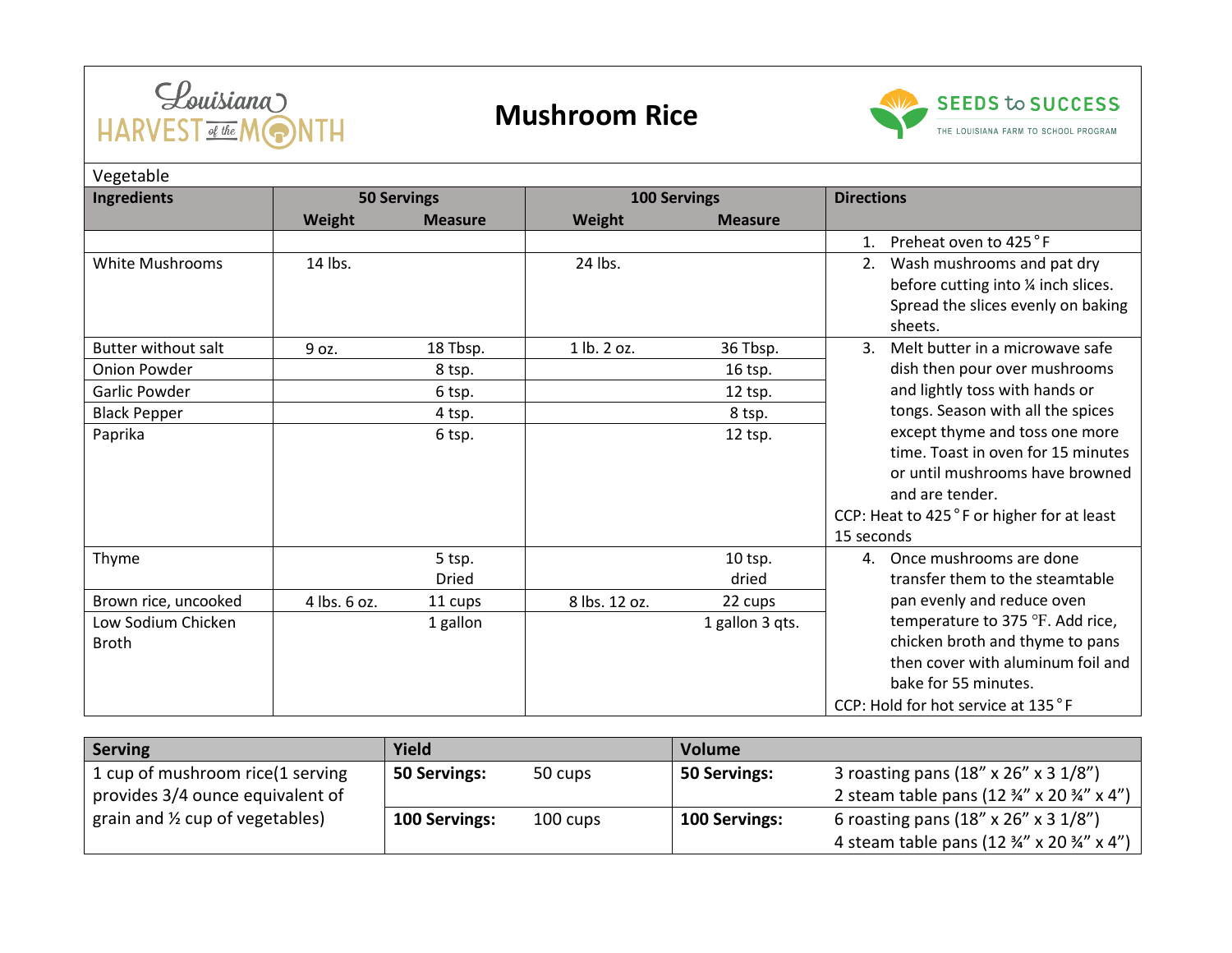Louisiana HARVEST of the MONTH

# Mushroom Rice

SEEDS to SUCCESS
THE LOUISIANA FARM TO SCHOOL PROGRAM

Vegetable

| Ingredients | 50 Servings | | 100 Servings | | Directions |
|---|---|---|---|---|---|
| | Weight | Measure | Weight | Measure | |
| | | | | | 1. Preheat oven to 425 ˚F |
| White Mushrooms | 14 lbs. | | 24 lbs. | | 2. Wash mushrooms and pat dry before cutting into ¼ inch slices. Spread the slices evenly on baking sheets. |
| Butter without salt | 9 oz. | 18 Tbsp. | 1 lb. 2 oz. | 36 Tbsp. | 3. Melt butter in a microwave safe dish then pour over mushrooms and lightly toss with hands or tongs. Season with all the spices except thyme and toss one more time. Toast in oven for 15 minutes or until mushrooms have browned and are tender. CCP: Heat to 425 ˚F or higher for at least 15 seconds |
| Onion Powder | | 8 tsp. | | 16 tsp. | |
| Garlic Powder | | 6 tsp. | | 12 tsp. | |
| Black Pepper | | 4 tsp. | | 8 tsp. | |
| Paprika | | 6 tsp. | | 12 tsp. | |
| Thyme | | 5 tsp. Dried | | 10 tsp. dried | 4. Once mushrooms are done transfer them to the steamtable pan evenly and reduce oven temperature to 375 ℉. Add rice, chicken broth and thyme to pans then cover with aluminum foil and bake for 55 minutes. CCP: Hold for hot service at 135 ˚F |
| Brown rice, uncooked | 4 lbs. 6 oz. | 11 cups | 8 lbs. 12 oz. | 22 cups | |
| Low Sodium Chicken Broth | | 1 gallon | | 1 gallon 3 qts. | |

| Serving | Yield | | Volume | |
|---|---|---|---|---|
| 1 cup of mushroom rice(1 serving provides 3/4 ounce equivalent of grain and ½ cup of vegetables) | **50 Servings:** | 50 cups | **50 Servings:** | 3 roasting pans (18” x 26” x 3 1/8”) 2 steam table pans (12 ¾” x 20 ¾” x 4”) |
| | **100 Servings:** | 100 cups | **100 Servings:** | 6 roasting pans (18” x 26” x 3 1/8”) 4 steam table pans (12 ¾” x 20 ¾” x 4”) |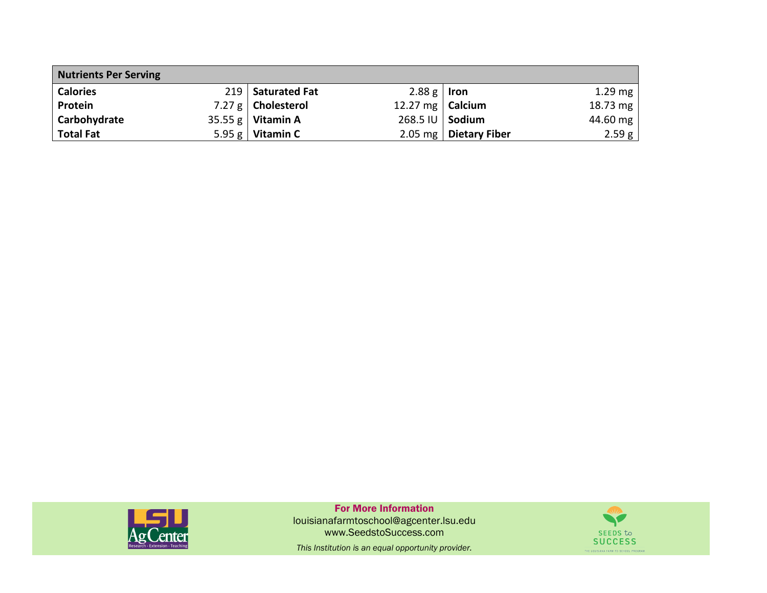| Nutrients Per Serving | | | | | |
|---|---|---|---|---|---|
| **Calories** | 219 | **Saturated Fat** | 2.88 g | **Iron** | 1.29 mg |
| **Protein** | 7.27 g | **Cholesterol** | 12.27 mg | **Calcium** | 18.73 mg |
| **Carbohydrate** | 35.55 g | **Vitamin A** | 268.5 IU | **Sodium** | 44.60 mg |
| **Total Fat** | 5.95 g | **Vitamin C** | 2.05 mg | **Dietary Fiber** | 2.59 g |

**For More Information**
louisianafarmtoschool@agcenter.lsu.edu
www.SeedstoSuccess.com

*This Institution is an equal opportunity provider.*